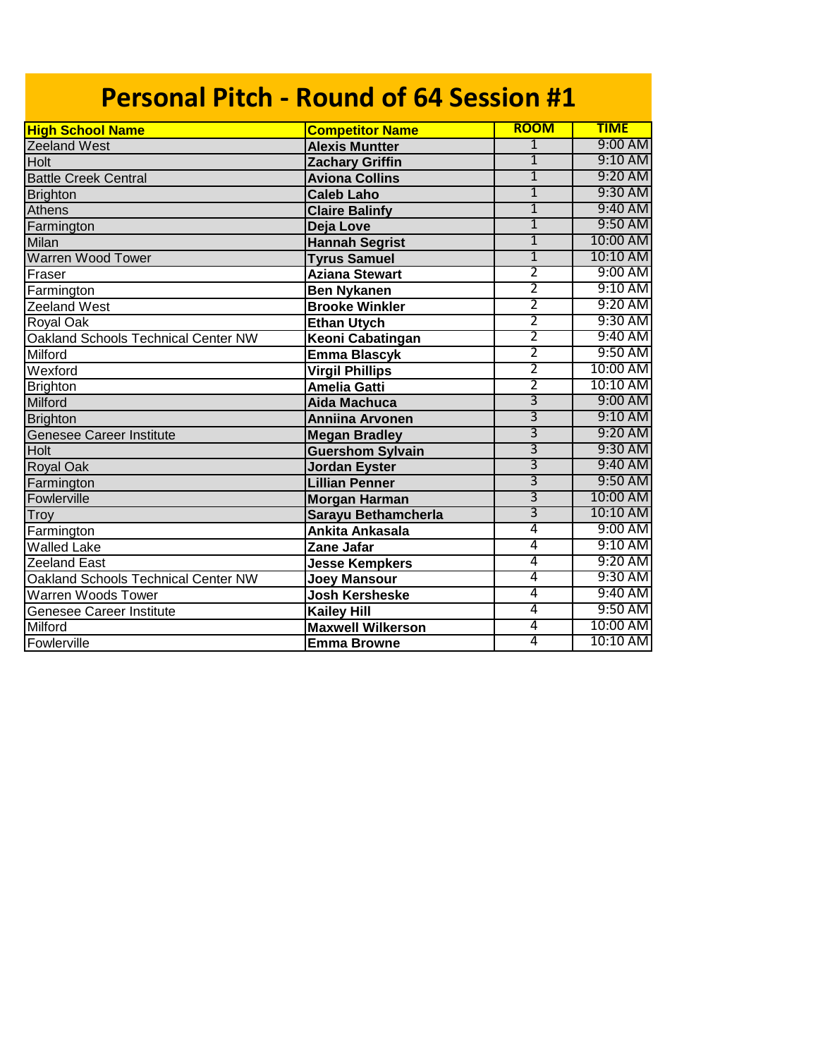# Personal Pitch - Round of 64 Session #1

| High School Name | Competitor Name | ROOM | TIME |
|---|---|---|---|
| Zeeland West | **Alexis Muntter** | 1 | 9:00 AM |
| Holt | **Zachary Griffin** | 1 | 9:10 AM |
| Battle Creek Central | **Aviona Collins** | 1 | 9:20 AM |
| Brighton | **Caleb Laho** | 1 | 9:30 AM |
| Athens | **Claire Balinfy** | 1 | 9:40 AM |
| Farmington | **Deja Love** | 1 | 9:50 AM |
| Milan | **Hannah Segrist** | 1 | 10:00 AM |
| Warren Wood Tower | **Tyrus Samuel** | 1 | 10:10 AM |
| Fraser | **Aziana Stewart** | 2 | 9:00 AM |
| Farmington | **Ben Nykanen** | 2 | 9:10 AM |
| Zeeland West | **Brooke Winkler** | 2 | 9:20 AM |
| Royal Oak | **Ethan Utych** | 2 | 9:30 AM |
| Oakland Schools Technical Center NW | **Keoni Cabatingan** | 2 | 9:40 AM |
| Milford | **Emma Blascyk** | 2 | 9:50 AM |
| Wexford | **Virgil Phillips** | 2 | 10:00 AM |
| Brighton | **Amelia Gatti** | 2 | 10:10 AM |
| Milford | **Aida Machuca** | 3 | 9:00 AM |
| Brighton | **Anniina Arvonen** | 3 | 9:10 AM |
| Genesee Career Institute | **Megan Bradley** | 3 | 9:20 AM |
| Holt | **Guershom Sylvain** | 3 | 9:30 AM |
| Royal Oak | **Jordan Eyster** | 3 | 9:40 AM |
| Farmington | **Lillian Penner** | 3 | 9:50 AM |
| Fowlerville | **Morgan Harman** | 3 | 10:00 AM |
| Troy | **Sarayu Bethamcherla** | 3 | 10:10 AM |
| Farmington | **Ankita Ankasala** | 4 | 9:00 AM |
| Walled Lake | **Zane Jafar** | 4 | 9:10 AM |
| Zeeland East | **Jesse Kempkers** | 4 | 9:20 AM |
| Oakland Schools Technical Center NW | **Joey Mansour** | 4 | 9:30 AM |
| Warren Woods Tower | **Josh Kersheske** | 4 | 9:40 AM |
| Genesee Career Institute | **Kailey Hill** | 4 | 9:50 AM |
| Milford | **Maxwell Wilkerson** | 4 | 10:00 AM |
| Fowlerville | **Emma Browne** | 4 | 10:10 AM |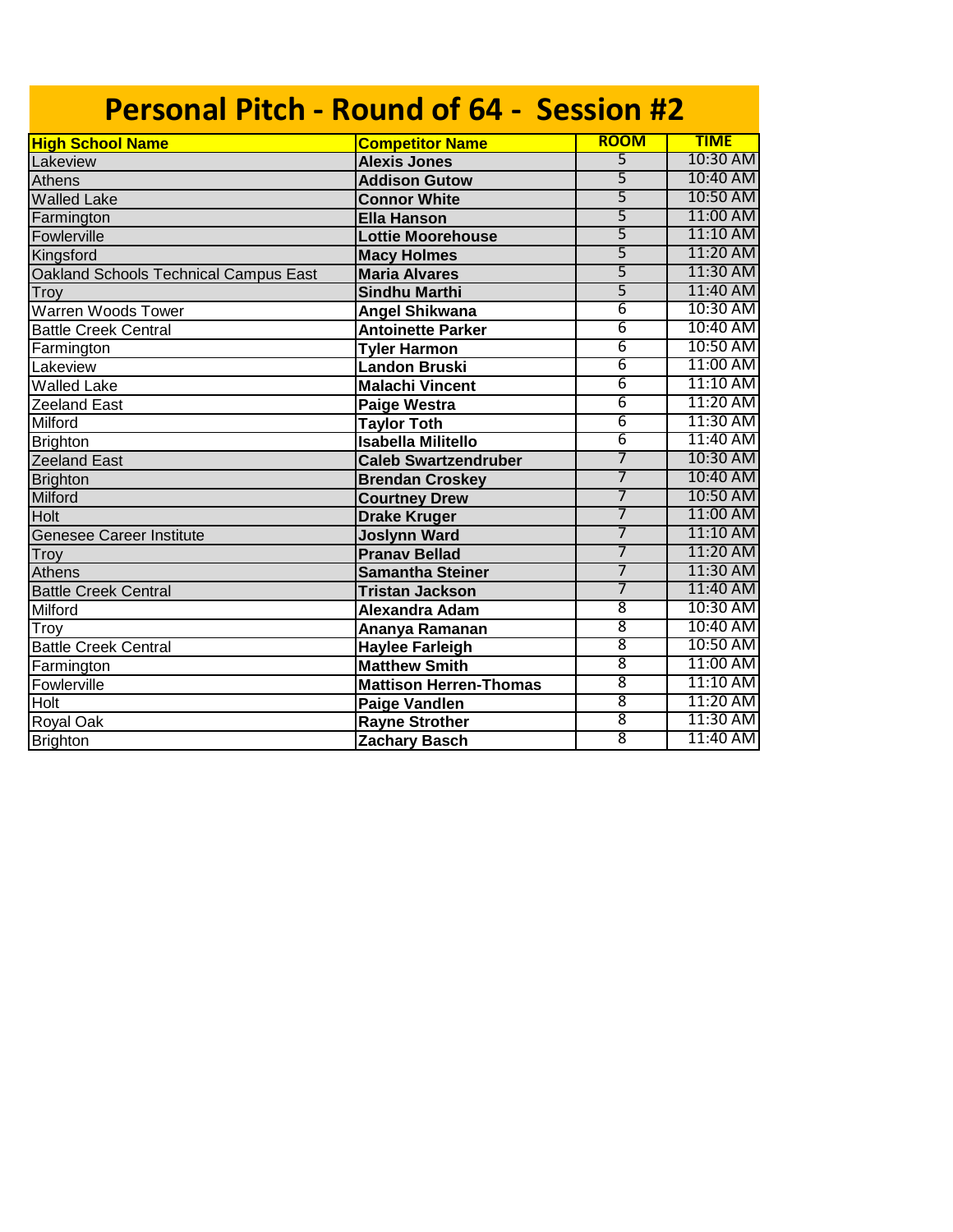# Personal Pitch - Round of 64 - Session #2

| High School Name | Competitor Name | ROOM | TIME |
|---|---|---|---|
| Lakeview | **Alexis Jones** | 5 | 10:30 AM |
| Athens | **Addison Gutow** | 5 | 10:40 AM |
| Walled Lake | **Connor White** | 5 | 10:50 AM |
| Farmington | **Ella Hanson** | 5 | 11:00 AM |
| Fowlerville | **Lottie Moorehouse** | 5 | 11:10 AM |
| Kingsford | **Macy Holmes** | 5 | 11:20 AM |
| Oakland Schools Technical Campus East | **Maria Alvares** | 5 | 11:30 AM |
| Troy | **Sindhu Marthi** | 5 | 11:40 AM |
| Warren Woods Tower | **Angel Shikwana** | 6 | 10:30 AM |
| Battle Creek Central | **Antoinette Parker** | 6 | 10:40 AM |
| Farmington | **Tyler Harmon** | 6 | 10:50 AM |
| Lakeview | **Landon Bruski** | 6 | 11:00 AM |
| Walled Lake | **Malachi Vincent** | 6 | 11:10 AM |
| Zeeland East | **Paige Westra** | 6 | 11:20 AM |
| Milford | **Taylor Toth** | 6 | 11:30 AM |
| Brighton | **Isabella Militello** | 6 | 11:40 AM |
| Zeeland East | **Caleb Swartzendruber** | 7 | 10:30 AM |
| Brighton | **Brendan Croskey** | 7 | 10:40 AM |
| Milford | **Courtney Drew** | 7 | 10:50 AM |
| Holt | **Drake Kruger** | 7 | 11:00 AM |
| Genesee Career Institute | **Joslynn Ward** | 7 | 11:10 AM |
| Troy | **Pranav Bellad** | 7 | 11:20 AM |
| Athens | **Samantha Steiner** | 7 | 11:30 AM |
| Battle Creek Central | **Tristan Jackson** | 7 | 11:40 AM |
| Milford | **Alexandra Adam** | 8 | 10:30 AM |
| Troy | **Ananya Ramanan** | 8 | 10:40 AM |
| Battle Creek Central | **Haylee Farleigh** | 8 | 10:50 AM |
| Farmington | **Matthew Smith** | 8 | 11:00 AM |
| Fowlerville | **Mattison Herren-Thomas** | 8 | 11:10 AM |
| Holt | **Paige Vandlen** | 8 | 11:20 AM |
| Royal Oak | **Rayne Strother** | 8 | 11:30 AM |
| Brighton | **Zachary Basch** | 8 | 11:40 AM |